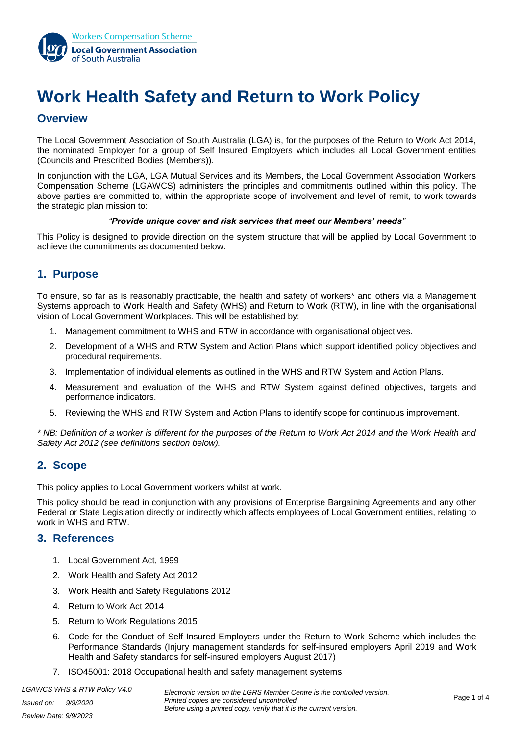# Work Health Safety and Return to Work Policy

## Overview

The Local Government Association of South Australia (LGA) is, for the purposes of the Return to Work Act 2014, the nominated Employer for a group of Self Insured Employers which includes all Local Government entities (Councils and Prescribed Bodies (Members)).

In conjunction with the LGA, LGA Mutual Services and its Members, the Local Government Association Workers Compensation Scheme (LGAWCS) administers the principles and commitments outlined within this policy. The above parties are committed to, within the appropriate scope of involvement and level of remit, to work towards the strategic plan mission to:

*"**Provide unique cover and risk services that meet our Members' needs**"*

This Policy is designed to provide direction on the system structure that will be applied by Local Government to achieve the commitments as documented below.

## 1. Purpose

To ensure, so far as is reasonably practicable, the health and safety of workers* and others via a Management Systems approach to Work Health and Safety (WHS) and Return to Work (RTW), in line with the organisational vision of Local Government Workplaces. This will be established by:

1. Management commitment to WHS and RTW in accordance with organisational objectives.
2. Development of a WHS and RTW System and Action Plans which support identified policy objectives and procedural requirements.
3. Implementation of individual elements as outlined in the WHS and RTW System and Action Plans.
4. Measurement and evaluation of the WHS and RTW System against defined objectives, targets and performance indicators.
5. Reviewing the WHS and RTW System and Action Plans to identify scope for continuous improvement.

*\* NB: Definition of a worker is different for the purposes of the Return to Work Act 2014 and the Work Health and Safety Act 2012 (see definitions section below).*

## 2. Scope

This policy applies to Local Government workers whilst at work.

This policy should be read in conjunction with any provisions of Enterprise Bargaining Agreements and any other Federal or State Legislation directly or indirectly which affects employees of Local Government entities, relating to work in WHS and RTW.

## 3. References

1. Local Government Act, 1999
2. Work Health and Safety Act 2012
3. Work Health and Safety Regulations 2012
4. Return to Work Act 2014
5. Return to Work Regulations 2015
6. Code for the Conduct of Self Insured Employers under the Return to Work Scheme which includes the Performance Standards (Injury management standards for self-insured employers April 2019 and Work Health and Safety standards for self-insured employers August 2017)
7. ISO45001: 2018 Occupational health and safety management systems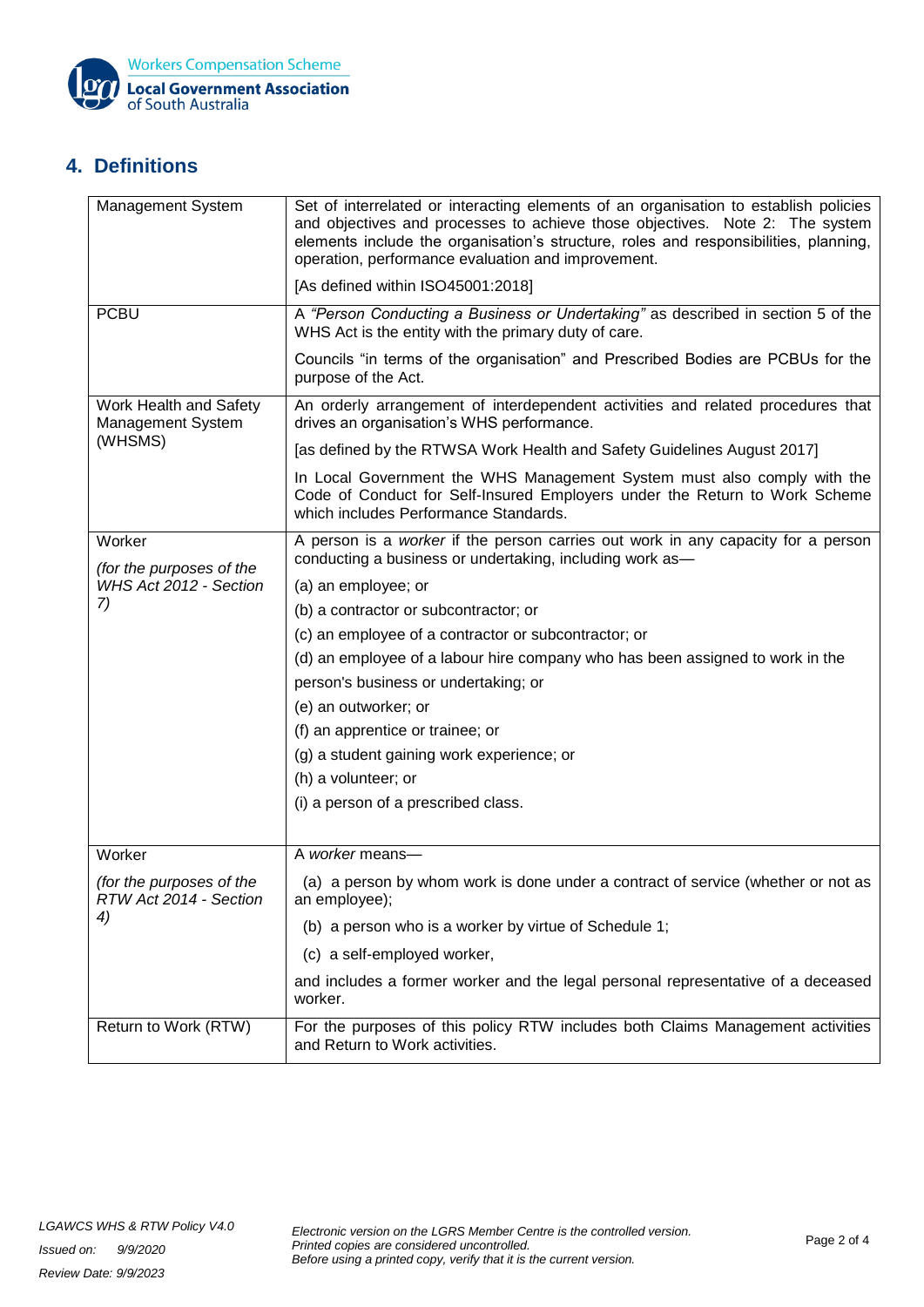## 4. Definitions

| | |
|---|---|
| Management System | Set of interrelated or interacting elements of an organisation to establish policies and objectives and processes to achieve those objectives. Note 2: The system elements include the organisation's structure, roles and responsibilities, planning, operation, performance evaluation and improvement.<br><br>[As defined within ISO45001:2018] |
| PCBU | A *"Person Conducting a Business or Undertaking"* as described in section 5 of the WHS Act is the entity with the primary duty of care.<br><br>Councils "in terms of the organisation" and Prescribed Bodies are PCBUs for the purpose of the Act. |
| Work Health and Safety Management System (WHSMS) | An orderly arrangement of interdependent activities and related procedures that drives an organisation's WHS performance.<br><br>[as defined by the RTWSA Work Health and Safety Guidelines August 2017]<br><br>In Local Government the WHS Management System must also comply with the Code of Conduct for Self-Insured Employers under the Return to Work Scheme which includes Performance Standards. |
| Worker<br><br>*(for the purposes of the WHS Act 2012 - Section 7)* | A person is a *worker* if the person carries out work in any capacity for a person conducting a business or undertaking, including work as—<br><br>(a) an employee; or<br>(b) a contractor or subcontractor; or<br>(c) an employee of a contractor or subcontractor; or<br>(d) an employee of a labour hire company who has been assigned to work in the person's business or undertaking; or<br>(e) an outworker; or<br>(f) an apprentice or trainee; or<br>(g) a student gaining work experience; or<br>(h) a volunteer; or<br>(i) a person of a prescribed class. |
| Worker<br><br>*(for the purposes of the RTW Act 2014 - Section 4)* | A *worker* means—<br><br>(a) a person by whom work is done under a contract of service (whether or not as an employee);<br>(b) a person who is a worker by virtue of Schedule 1;<br>(c) a self-employed worker,<br><br>and includes a former worker and the legal personal representative of a deceased worker. |
| Return to Work (RTW) | For the purposes of this policy RTW includes both Claims Management activities and Return to Work activities. |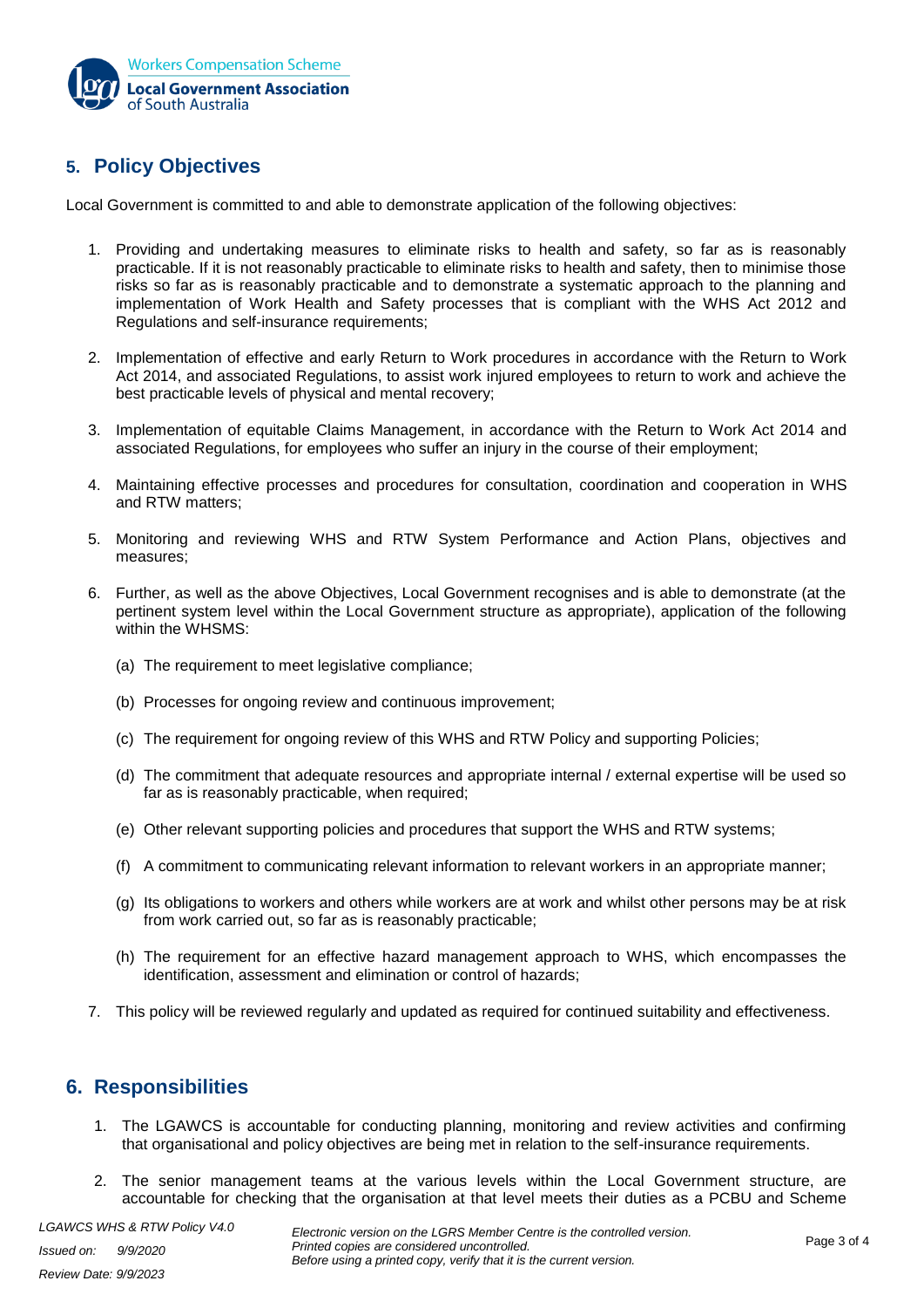## 5. Policy Objectives

Local Government is committed to and able to demonstrate application of the following objectives:

1. Providing and undertaking measures to eliminate risks to health and safety, so far as is reasonably practicable. If it is not reasonably practicable to eliminate risks to health and safety, then to minimise those risks so far as is reasonably practicable and to demonstrate a systematic approach to the planning and implementation of Work Health and Safety processes that is compliant with the WHS Act 2012 and Regulations and self-insurance requirements;

2. Implementation of effective and early Return to Work procedures in accordance with the Return to Work Act 2014, and associated Regulations, to assist work injured employees to return to work and achieve the best practicable levels of physical and mental recovery;

3. Implementation of equitable Claims Management, in accordance with the Return to Work Act 2014 and associated Regulations, for employees who suffer an injury in the course of their employment;

4. Maintaining effective processes and procedures for consultation, coordination and cooperation in WHS and RTW matters;

5. Monitoring and reviewing WHS and RTW System Performance and Action Plans, objectives and measures;

6. Further, as well as the above Objectives, Local Government recognises and is able to demonstrate (at the pertinent system level within the Local Government structure as appropriate), application of the following within the WHSMS:

   (a) The requirement to meet legislative compliance;

   (b) Processes for ongoing review and continuous improvement;

   (c) The requirement for ongoing review of this WHS and RTW Policy and supporting Policies;

   (d) The commitment that adequate resources and appropriate internal / external expertise will be used so far as is reasonably practicable, when required;

   (e) Other relevant supporting policies and procedures that support the WHS and RTW systems;

   (f) A commitment to communicating relevant information to relevant workers in an appropriate manner;

   (g) Its obligations to workers and others while workers are at work and whilst other persons may be at risk from work carried out, so far as is reasonably practicable;

   (h) The requirement for an effective hazard management approach to WHS, which encompasses the identification, assessment and elimination or control of hazards;

7. This policy will be reviewed regularly and updated as required for continued suitability and effectiveness.

## 6. Responsibilities

1. The LGAWCS is accountable for conducting planning, monitoring and review activities and confirming that organisational and policy objectives are being met in relation to the self-insurance requirements.

2. The senior management teams at the various levels within the Local Government structure, are accountable for checking that the organisation at that level meets their duties as a PCBU and Scheme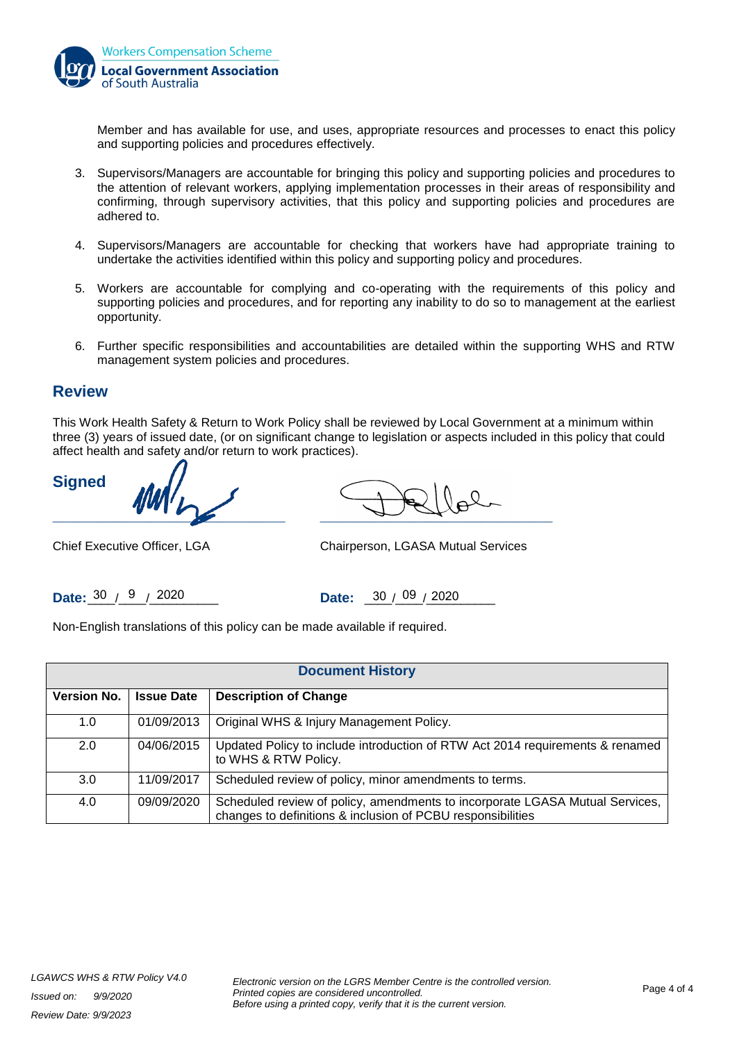Member and has available for use, and uses, appropriate resources and processes to enact this policy and supporting policies and procedures effectively.

3. Supervisors/Managers are accountable for bringing this policy and supporting policies and procedures to the attention of relevant workers, applying implementation processes in their areas of responsibility and confirming, through supervisory activities, that this policy and supporting policies and procedures are adhered to.

4. Supervisors/Managers are accountable for checking that workers have had appropriate training to undertake the activities identified within this policy and supporting policy and procedures.

5. Workers are accountable for complying and co-operating with the requirements of this policy and supporting policies and procedures, and for reporting any inability to do so to management at the earliest opportunity.

6. Further specific responsibilities and accountabilities are detailed within the supporting WHS and RTW management system policies and procedures.

## Review

This Work Health Safety & Return to Work Policy shall be reviewed by Local Government at a minimum within three (3) years of issued date, (or on significant change to legislation or aspects included in this policy that could affect health and safety and/or return to work practices).

**Signed**

Chief Executive Officer, LGA

**Date:** 30 / 9 / 2020

Chairperson, LGASA Mutual Services

**Date:** 30 / 09 / 2020

Non-English translations of this policy can be made available if required.

| **Document History** | | |
|---|---|---|
| **Version No.** | **Issue Date** | **Description of Change** |
| 1.0 | 01/09/2013 | Original WHS & Injury Management Policy. |
| 2.0 | 04/06/2015 | Updated Policy to include introduction of RTW Act 2014 requirements & renamed to WHS & RTW Policy. |
| 3.0 | 11/09/2017 | Scheduled review of policy, minor amendments to terms. |
| 4.0 | 09/09/2020 | Scheduled review of policy, amendments to incorporate LGASA Mutual Services, changes to definitions & inclusion of PCBU responsibilities |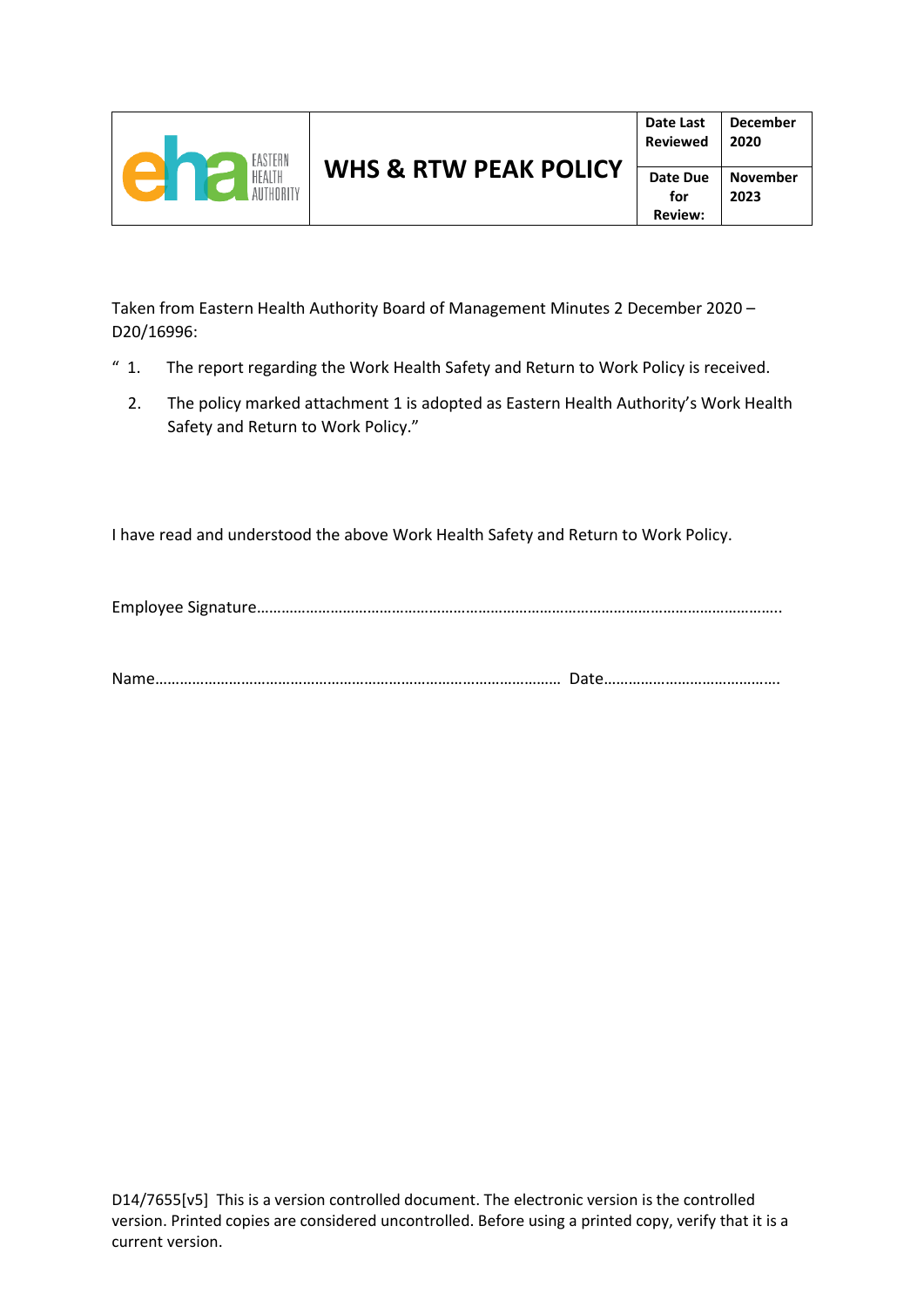| | WHS & RTW PEAK POLICY | Date Last Reviewed | December 2020 |
|---|---|---|---|
| | | Date Due for Review: | November 2023 |

Taken from Eastern Health Authority Board of Management Minutes 2 December 2020 – D20/16996:

“ 1. The report regarding the Work Health Safety and Return to Work Policy is received.

2. The policy marked attachment 1 is adopted as Eastern Health Authority’s Work Health Safety and Return to Work Policy.”

I have read and understood the above Work Health Safety and Return to Work Policy.

Employee Signature…………………………………………………………………………………………………………..

Name……………………………………………………………………………………… Date…………………………………….

D14/7655[v5] This is a version controlled document. The electronic version is the controlled version. Printed copies are considered uncontrolled. Before using a printed copy, verify that it is a current version.